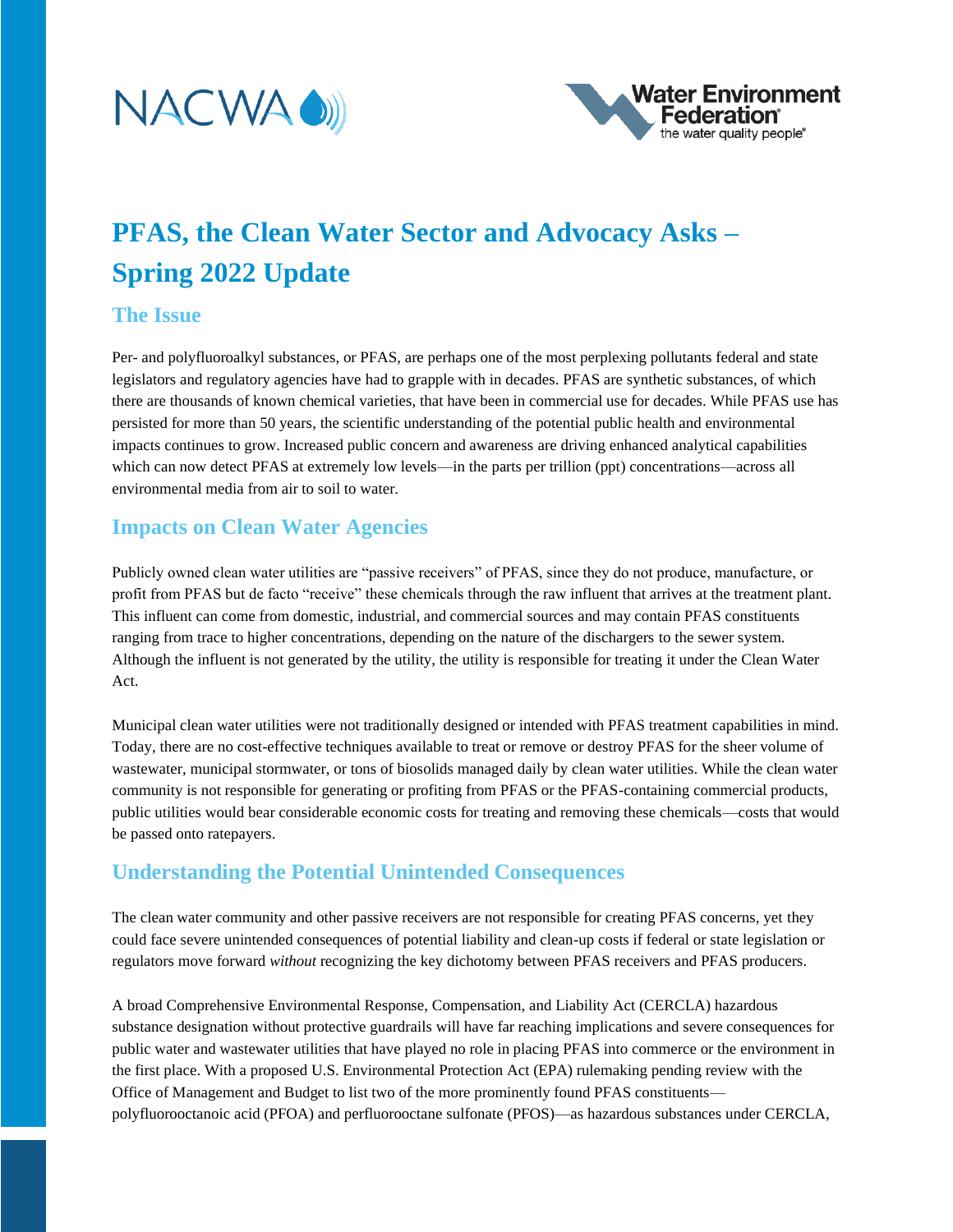# PFAS, the Clean Water Sector and Advocacy Asks – Spring 2022 Update

## The Issue

Per- and polyfluoroalkyl substances, or PFAS, are perhaps one of the most perplexing pollutants federal and state legislators and regulatory agencies have had to grapple with in decades. PFAS are synthetic substances, of which there are thousands of known chemical varieties, that have been in commercial use for decades. While PFAS use has persisted for more than 50 years, the scientific understanding of the potential public health and environmental impacts continues to grow. Increased public concern and awareness are driving enhanced analytical capabilities which can now detect PFAS at extremely low levels—in the parts per trillion (ppt) concentrations—across all environmental media from air to soil to water.

## Impacts on Clean Water Agencies

Publicly owned clean water utilities are "passive receivers" of PFAS, since they do not produce, manufacture, or profit from PFAS but de facto "receive" these chemicals through the raw influent that arrives at the treatment plant. This influent can come from domestic, industrial, and commercial sources and may contain PFAS constituents ranging from trace to higher concentrations, depending on the nature of the dischargers to the sewer system. Although the influent is not generated by the utility, the utility is responsible for treating it under the Clean Water Act.

Municipal clean water utilities were not traditionally designed or intended with PFAS treatment capabilities in mind. Today, there are no cost-effective techniques available to treat or remove or destroy PFAS for the sheer volume of wastewater, municipal stormwater, or tons of biosolids managed daily by clean water utilities. While the clean water community is not responsible for generating or profiting from PFAS or the PFAS-containing commercial products, public utilities would bear considerable economic costs for treating and removing these chemicals—costs that would be passed onto ratepayers.

## Understanding the Potential Unintended Consequences

The clean water community and other passive receivers are not responsible for creating PFAS concerns, yet they could face severe unintended consequences of potential liability and clean-up costs if federal or state legislation or regulators move forward *without* recognizing the key dichotomy between PFAS receivers and PFAS producers.

A broad Comprehensive Environmental Response, Compensation, and Liability Act (CERCLA) hazardous substance designation without protective guardrails will have far reaching implications and severe consequences for public water and wastewater utilities that have played no role in placing PFAS into commerce or the environment in the first place. With a proposed U.S. Environmental Protection Act (EPA) rulemaking pending review with the Office of Management and Budget to list two of the more prominently found PFAS constituents—polyfluorooctanoic acid (PFOA) and perfluorooctane sulfonate (PFOS)—as hazardous substances under CERCLA,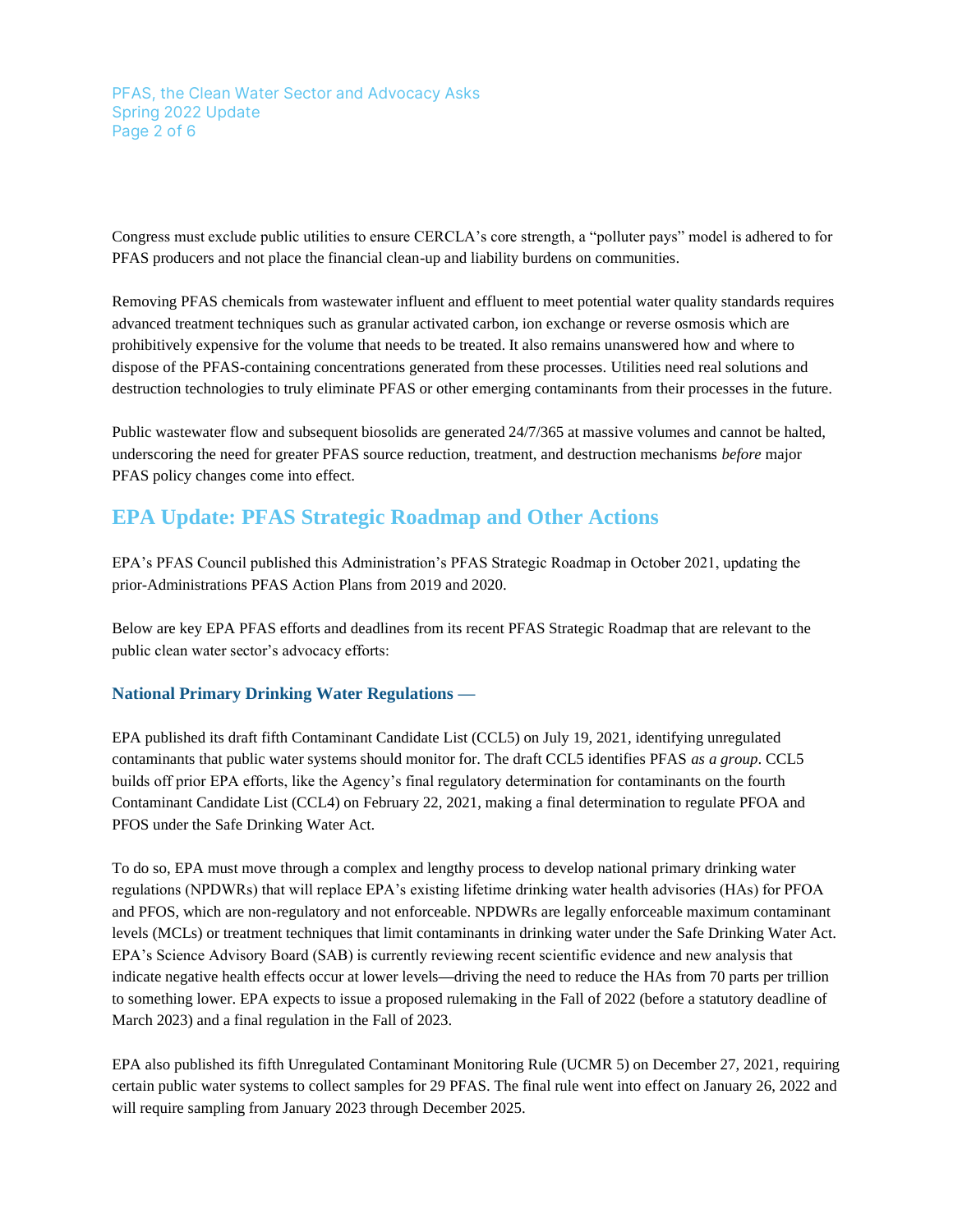Congress must exclude public utilities to ensure CERCLA's core strength, a "polluter pays" model is adhered to for PFAS producers and not place the financial clean-up and liability burdens on communities.

Removing PFAS chemicals from wastewater influent and effluent to meet potential water quality standards requires advanced treatment techniques such as granular activated carbon, ion exchange or reverse osmosis which are prohibitively expensive for the volume that needs to be treated. It also remains unanswered how and where to dispose of the PFAS-containing concentrations generated from these processes. Utilities need real solutions and destruction technologies to truly eliminate PFAS or other emerging contaminants from their processes in the future.

Public wastewater flow and subsequent biosolids are generated 24/7/365 at massive volumes and cannot be halted, underscoring the need for greater PFAS source reduction, treatment, and destruction mechanisms *before* major PFAS policy changes come into effect.

## EPA Update: PFAS Strategic Roadmap and Other Actions

EPA's PFAS Council published this Administration's PFAS Strategic Roadmap in October 2021, updating the prior-Administrations PFAS Action Plans from 2019 and 2020.

Below are key EPA PFAS efforts and deadlines from its recent PFAS Strategic Roadmap that are relevant to the public clean water sector's advocacy efforts:

### National Primary Drinking Water Regulations —

EPA published its draft fifth Contaminant Candidate List (CCL5) on July 19, 2021, identifying unregulated contaminants that public water systems should monitor for. The draft CCL5 identifies PFAS *as a group*. CCL5 builds off prior EPA efforts, like the Agency's final regulatory determination for contaminants on the fourth Contaminant Candidate List (CCL4) on February 22, 2021, making a final determination to regulate PFOA and PFOS under the Safe Drinking Water Act.

To do so, EPA must move through a complex and lengthy process to develop national primary drinking water regulations (NPDWRs) that will replace EPA's existing lifetime drinking water health advisories (HAs) for PFOA and PFOS, which are non-regulatory and not enforceable. NPDWRs are legally enforceable maximum contaminant levels (MCLs) or treatment techniques that limit contaminants in drinking water under the Safe Drinking Water Act. EPA's Science Advisory Board (SAB) is currently reviewing recent scientific evidence and new analysis that indicate negative health effects occur at lower levels—driving the need to reduce the HAs from 70 parts per trillion to something lower. EPA expects to issue a proposed rulemaking in the Fall of 2022 (before a statutory deadline of March 2023) and a final regulation in the Fall of 2023.

EPA also published its fifth Unregulated Contaminant Monitoring Rule (UCMR 5) on December 27, 2021, requiring certain public water systems to collect samples for 29 PFAS. The final rule went into effect on January 26, 2022 and will require sampling from January 2023 through December 2025.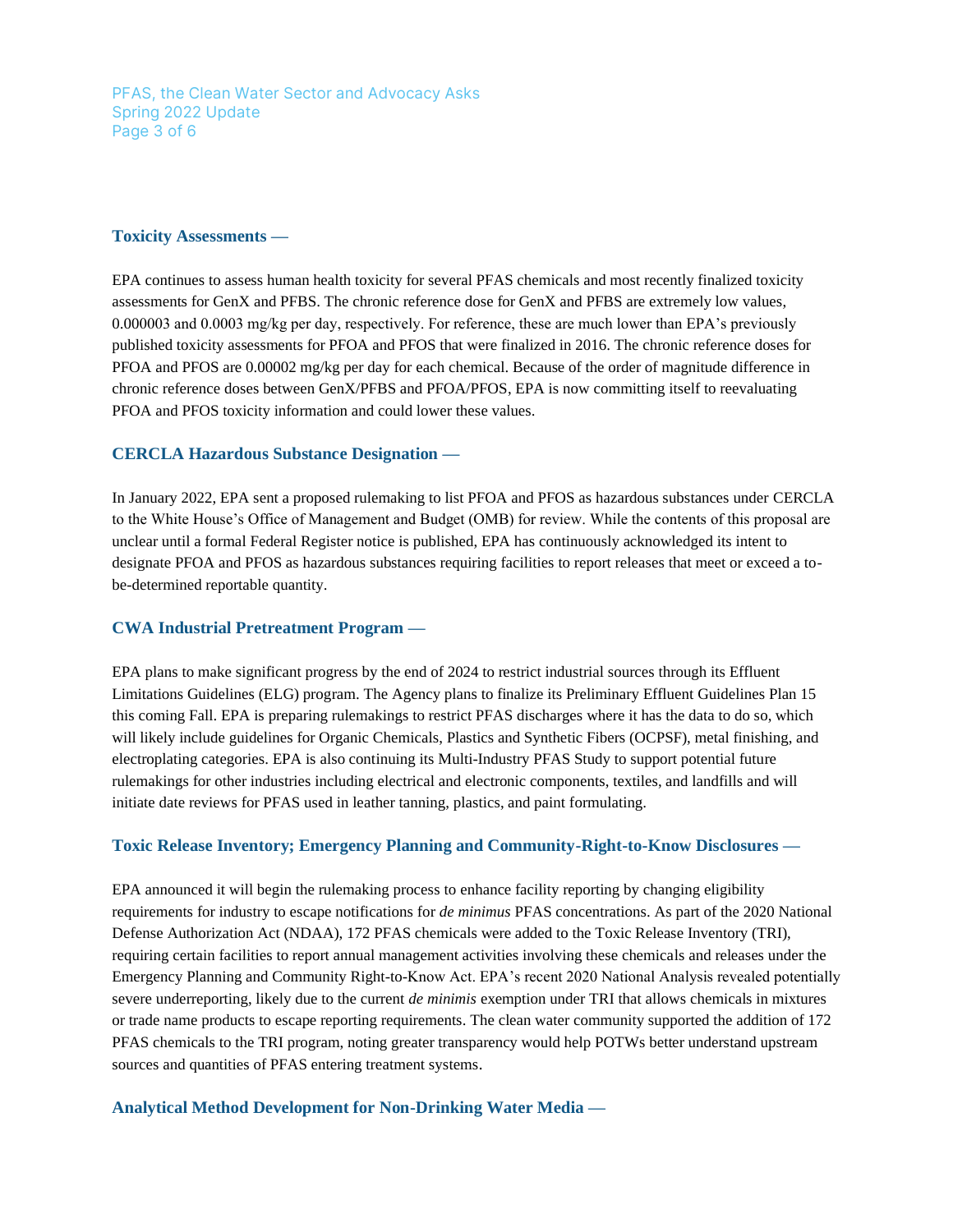### Toxicity Assessments —

EPA continues to assess human health toxicity for several PFAS chemicals and most recently finalized toxicity assessments for GenX and PFBS. The chronic reference dose for GenX and PFBS are extremely low values, 0.000003 and 0.0003 mg/kg per day, respectively. For reference, these are much lower than EPA's previously published toxicity assessments for PFOA and PFOS that were finalized in 2016. The chronic reference doses for PFOA and PFOS are 0.00002 mg/kg per day for each chemical. Because of the order of magnitude difference in chronic reference doses between GenX/PFBS and PFOA/PFOS, EPA is now committing itself to reevaluating PFOA and PFOS toxicity information and could lower these values.

### CERCLA Hazardous Substance Designation —

In January 2022, EPA sent a proposed rulemaking to list PFOA and PFOS as hazardous substances under CERCLA to the White House's Office of Management and Budget (OMB) for review. While the contents of this proposal are unclear until a formal Federal Register notice is published, EPA has continuously acknowledged its intent to designate PFOA and PFOS as hazardous substances requiring facilities to report releases that meet or exceed a to-be-determined reportable quantity.

### CWA Industrial Pretreatment Program —

EPA plans to make significant progress by the end of 2024 to restrict industrial sources through its Effluent Limitations Guidelines (ELG) program. The Agency plans to finalize its Preliminary Effluent Guidelines Plan 15 this coming Fall. EPA is preparing rulemakings to restrict PFAS discharges where it has the data to do so, which will likely include guidelines for Organic Chemicals, Plastics and Synthetic Fibers (OCPSF), metal finishing, and electroplating categories. EPA is also continuing its Multi-Industry PFAS Study to support potential future rulemakings for other industries including electrical and electronic components, textiles, and landfills and will initiate date reviews for PFAS used in leather tanning, plastics, and paint formulating.

### Toxic Release Inventory; Emergency Planning and Community-Right-to-Know Disclosures —

EPA announced it will begin the rulemaking process to enhance facility reporting by changing eligibility requirements for industry to escape notifications for *de minimus* PFAS concentrations. As part of the 2020 National Defense Authorization Act (NDAA), 172 PFAS chemicals were added to the Toxic Release Inventory (TRI), requiring certain facilities to report annual management activities involving these chemicals and releases under the Emergency Planning and Community Right-to-Know Act. EPA's recent 2020 National Analysis revealed potentially severe underreporting, likely due to the current *de minimis* exemption under TRI that allows chemicals in mixtures or trade name products to escape reporting requirements. The clean water community supported the addition of 172 PFAS chemicals to the TRI program, noting greater transparency would help POTWs better understand upstream sources and quantities of PFAS entering treatment systems.

### Analytical Method Development for Non-Drinking Water Media —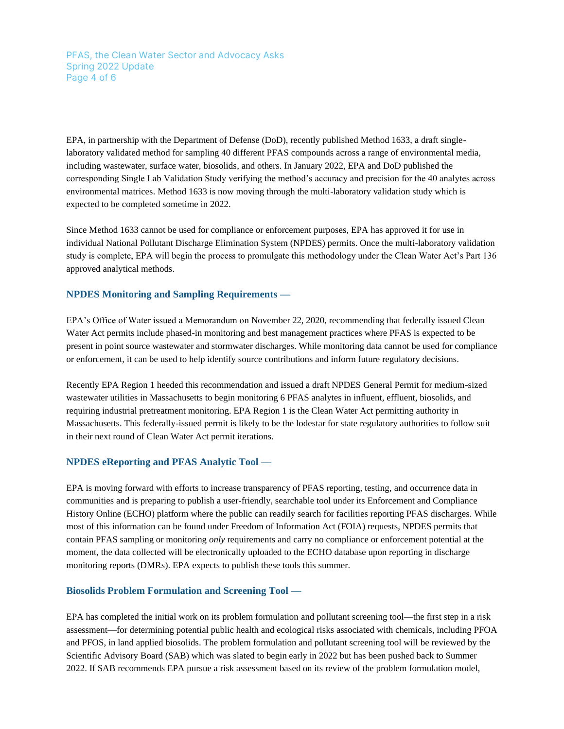EPA, in partnership with the Department of Defense (DoD), recently published Method 1633, a draft single-laboratory validated method for sampling 40 different PFAS compounds across a range of environmental media, including wastewater, surface water, biosolids, and others. In January 2022, EPA and DoD published the corresponding Single Lab Validation Study verifying the method's accuracy and precision for the 40 analytes across environmental matrices. Method 1633 is now moving through the multi-laboratory validation study which is expected to be completed sometime in 2022.

Since Method 1633 cannot be used for compliance or enforcement purposes, EPA has approved it for use in individual National Pollutant Discharge Elimination System (NPDES) permits. Once the multi-laboratory validation study is complete, EPA will begin the process to promulgate this methodology under the Clean Water Act's Part 136 approved analytical methods.

### NPDES Monitoring and Sampling Requirements —

EPA's Office of Water issued a Memorandum on November 22, 2020, recommending that federally issued Clean Water Act permits include phased-in monitoring and best management practices where PFAS is expected to be present in point source wastewater and stormwater discharges. While monitoring data cannot be used for compliance or enforcement, it can be used to help identify source contributions and inform future regulatory decisions.

Recently EPA Region 1 heeded this recommendation and issued a draft NPDES General Permit for medium-sized wastewater utilities in Massachusetts to begin monitoring 6 PFAS analytes in influent, effluent, biosolids, and requiring industrial pretreatment monitoring. EPA Region 1 is the Clean Water Act permitting authority in Massachusetts. This federally-issued permit is likely to be the lodestar for state regulatory authorities to follow suit in their next round of Clean Water Act permit iterations.

### NPDES eReporting and PFAS Analytic Tool —

EPA is moving forward with efforts to increase transparency of PFAS reporting, testing, and occurrence data in communities and is preparing to publish a user-friendly, searchable tool under its Enforcement and Compliance History Online (ECHO) platform where the public can readily search for facilities reporting PFAS discharges. While most of this information can be found under Freedom of Information Act (FOIA) requests, NPDES permits that contain PFAS sampling or monitoring *only* requirements and carry no compliance or enforcement potential at the moment, the data collected will be electronically uploaded to the ECHO database upon reporting in discharge monitoring reports (DMRs). EPA expects to publish these tools this summer.

### Biosolids Problem Formulation and Screening Tool —

EPA has completed the initial work on its problem formulation and pollutant screening tool—the first step in a risk assessment—for determining potential public health and ecological risks associated with chemicals, including PFOA and PFOS, in land applied biosolids. The problem formulation and pollutant screening tool will be reviewed by the Scientific Advisory Board (SAB) which was slated to begin early in 2022 but has been pushed back to Summer 2022. If SAB recommends EPA pursue a risk assessment based on its review of the problem formulation model,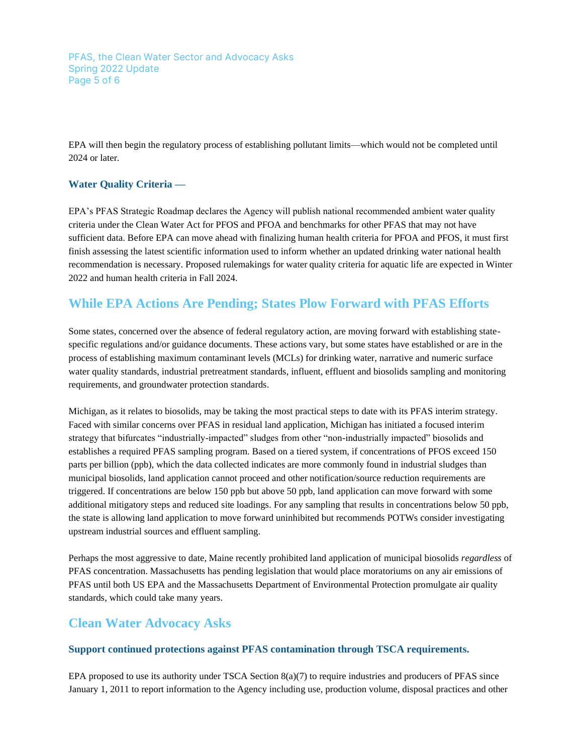EPA will then begin the regulatory process of establishing pollutant limits—which would not be completed until 2024 or later.

### Water Quality Criteria —

EPA's PFAS Strategic Roadmap declares the Agency will publish national recommended ambient water quality criteria under the Clean Water Act for PFOS and PFOA and benchmarks for other PFAS that may not have sufficient data. Before EPA can move ahead with finalizing human health criteria for PFOA and PFOS, it must first finish assessing the latest scientific information used to inform whether an updated drinking water national health recommendation is necessary. Proposed rulemakings for water quality criteria for aquatic life are expected in Winter 2022 and human health criteria in Fall 2024.

## While EPA Actions Are Pending; States Plow Forward with PFAS Efforts

Some states, concerned over the absence of federal regulatory action, are moving forward with establishing state-specific regulations and/or guidance documents. These actions vary, but some states have established or are in the process of establishing maximum contaminant levels (MCLs) for drinking water, narrative and numeric surface water quality standards, industrial pretreatment standards, influent, effluent and biosolids sampling and monitoring requirements, and groundwater protection standards.

Michigan, as it relates to biosolids, may be taking the most practical steps to date with its PFAS interim strategy. Faced with similar concerns over PFAS in residual land application, Michigan has initiated a focused interim strategy that bifurcates "industrially-impacted" sludges from other "non-industrially impacted" biosolids and establishes a required PFAS sampling program. Based on a tiered system, if concentrations of PFOS exceed 150 parts per billion (ppb), which the data collected indicates are more commonly found in industrial sludges than municipal biosolids, land application cannot proceed and other notification/source reduction requirements are triggered. If concentrations are below 150 ppb but above 50 ppb, land application can move forward with some additional mitigatory steps and reduced site loadings. For any sampling that results in concentrations below 50 ppb, the state is allowing land application to move forward uninhibited but recommends POTWs consider investigating upstream industrial sources and effluent sampling.

Perhaps the most aggressive to date, Maine recently prohibited land application of municipal biosolids *regardless* of PFAS concentration. Massachusetts has pending legislation that would place moratoriums on any air emissions of PFAS until both US EPA and the Massachusetts Department of Environmental Protection promulgate air quality standards, which could take many years.

## Clean Water Advocacy Asks

### Support continued protections against PFAS contamination through TSCA requirements.

EPA proposed to use its authority under TSCA Section 8(a)(7) to require industries and producers of PFAS since January 1, 2011 to report information to the Agency including use, production volume, disposal practices and other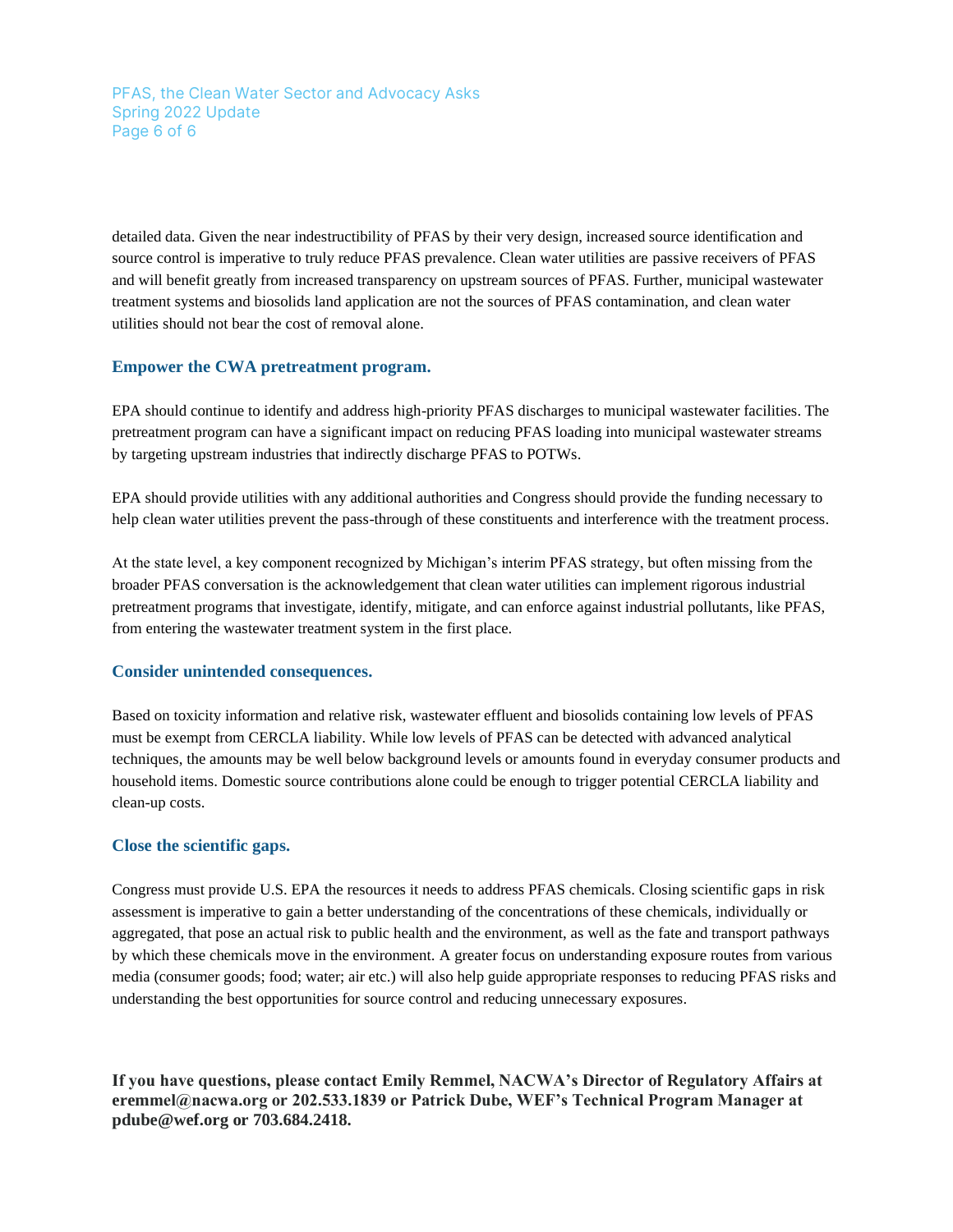detailed data. Given the near indestructibility of PFAS by their very design, increased source identification and source control is imperative to truly reduce PFAS prevalence. Clean water utilities are passive receivers of PFAS and will benefit greatly from increased transparency on upstream sources of PFAS. Further, municipal wastewater treatment systems and biosolids land application are not the sources of PFAS contamination, and clean water utilities should not bear the cost of removal alone.

### Empower the CWA pretreatment program.

EPA should continue to identify and address high-priority PFAS discharges to municipal wastewater facilities. The pretreatment program can have a significant impact on reducing PFAS loading into municipal wastewater streams by targeting upstream industries that indirectly discharge PFAS to POTWs.

EPA should provide utilities with any additional authorities and Congress should provide the funding necessary to help clean water utilities prevent the pass-through of these constituents and interference with the treatment process.

At the state level, a key component recognized by Michigan's interim PFAS strategy, but often missing from the broader PFAS conversation is the acknowledgement that clean water utilities can implement rigorous industrial pretreatment programs that investigate, identify, mitigate, and can enforce against industrial pollutants, like PFAS, from entering the wastewater treatment system in the first place.

### Consider unintended consequences.

Based on toxicity information and relative risk, wastewater effluent and biosolids containing low levels of PFAS must be exempt from CERCLA liability. While low levels of PFAS can be detected with advanced analytical techniques, the amounts may be well below background levels or amounts found in everyday consumer products and household items. Domestic source contributions alone could be enough to trigger potential CERCLA liability and clean-up costs.

### Close the scientific gaps.

Congress must provide U.S. EPA the resources it needs to address PFAS chemicals. Closing scientific gaps in risk assessment is imperative to gain a better understanding of the concentrations of these chemicals, individually or aggregated, that pose an actual risk to public health and the environment, as well as the fate and transport pathways by which these chemicals move in the environment. A greater focus on understanding exposure routes from various media (consumer goods; food; water; air etc.) will also help guide appropriate responses to reducing PFAS risks and understanding the best opportunities for source control and reducing unnecessary exposures.

**If you have questions, please contact Emily Remmel, NACWA's Director of Regulatory Affairs at eremmel@nacwa.org or 202.533.1839 or Patrick Dube, WEF's Technical Program Manager at pdube@wef.org or 703.684.2418.**